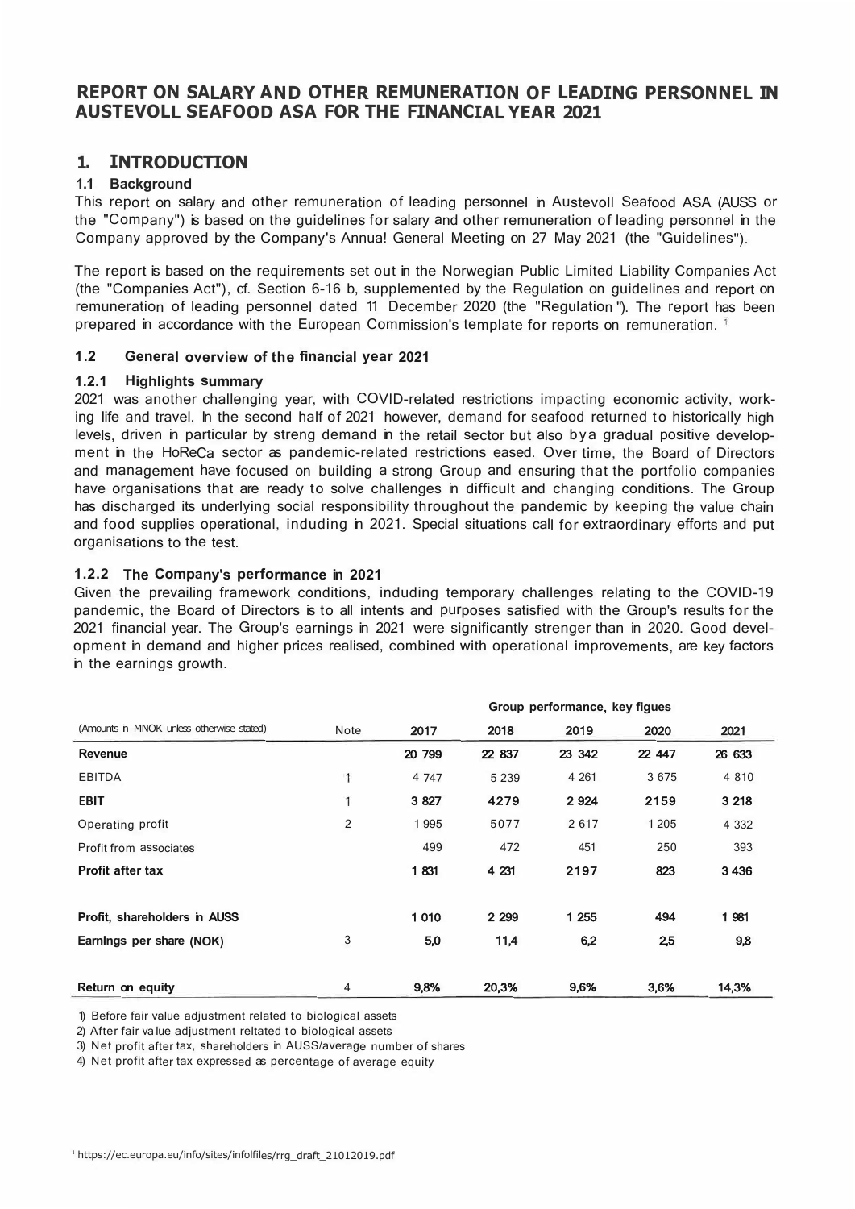# REPORT ON SALARY AND OTHER REMUNERATION OF LEADING PERSONNEL IN AUSTEVOLL SEAFOOD ASA FOR THE FINANCIAL YEAR 2021

## 1. INTRODUCTION

### 1.1 Background

This report on salary and other remuneration of leading personnel in Austevoll Seafood ASA (AUSS or the "Company") is based on the guidelines for salary and other remuneration of leading personnel in the Company approved by the Company's Annua! General Meeting on 27 May 2021 (the "Guidelines").

The report is based on the requirements set out in the Norwegian Public Limited Liability Companies Act (the "Companies Act"), cf. Section 6-16 b, supplemented by the Regulation on guidelines and report on remuneration of leading personnel dated 11 December 2020 (the "Regulation"). The report has been prepared in accordance with the European Commission's template for reports on remuneration. [1]

### 1.2 General overview of the financial year 2021

#### 1.2.1 Highlights summary

2021 was another challenging year, with COVID-related restrictions impacting economic activity, working life and travel. In the second half of 2021 however, demand for seafood returned to historically high levels, driven in particular by streng demand in the retail sector but also by a gradual positive development in the HoReCa sector as pandemic-related restrictions eased. Over time, the Board of Directors and management have focused on building a strong Group and ensuring that the portfolio companies have organisations that are ready to solve challenges in difficult and changing conditions. The Group has discharged its underlying social responsibility throughout the pandemic by keeping the value chain and food supplies operational, induding in 2021. Special situations call for extraordinary efforts and put organisations to the test.

#### 1.2.2 The Company's performance in 2021

Given the prevailing framework conditions, induding temporary challenges relating to the COVID-19 pandemic, the Board of Directors is to all intents and purposes satisfied with the Group's results for the 2021 financial year. The Group's earnings in 2021 were significantly strenger than in 2020. Good development in demand and higher prices realised, combined with operational improvements, are key factors in the earnings growth.

| | | Group performance, key figues | | | | |
|---|---|---|---|---|---|---|
| (Amounts in MNOK unless otherwise stated) | Note | 2017 | 2018 | 2019 | 2020 | 2021 |
| **Revenue** | | **20 799** | **22 837** | **23 342** | **22 447** | **26 633** |
| EBITDA | 1 | 4 747 | 5 239 | 4 261 | 3 675 | 4 810 |
| **EBIT** | 1 | **3 827** | **4279** | **2 924** | **2159** | **3 218** |
| Operating profit | 2 | 1 995 | 5077 | 2 617 | 1 205 | 4 332 |
| Profit from associates | | 499 | 472 | 451 | 250 | 393 |
| **Profit after tax** | | **1 831** | **4 231** | **2197** | **823** | **3 436** |
| | | | | | | |
| **Profit, shareholders in AUSS** | | **1 010** | **2 299** | **1 255** | **494** | **1 981** |
| **Earnings per share (NOK)** | 3 | **5,0** | **11,4** | **6,2** | **2,5** | **9,8** |
| | | | | | | |
| **Return on equity** | 4 | **9,8%** | **20,3%** | **9,6%** | **3,6%** | **14,3%** |

1) Before fair value adjustment related to biological assets
2) After fair value adjustment reltated to biological assets
3) Net profit after tax, shareholders in AUSS/average number of shares
4) Net profit after tax expressed as percentage of average equity

[1] https://ec.europa.eu/info/sites/infolfiles/rrg_draft_21012019.pdf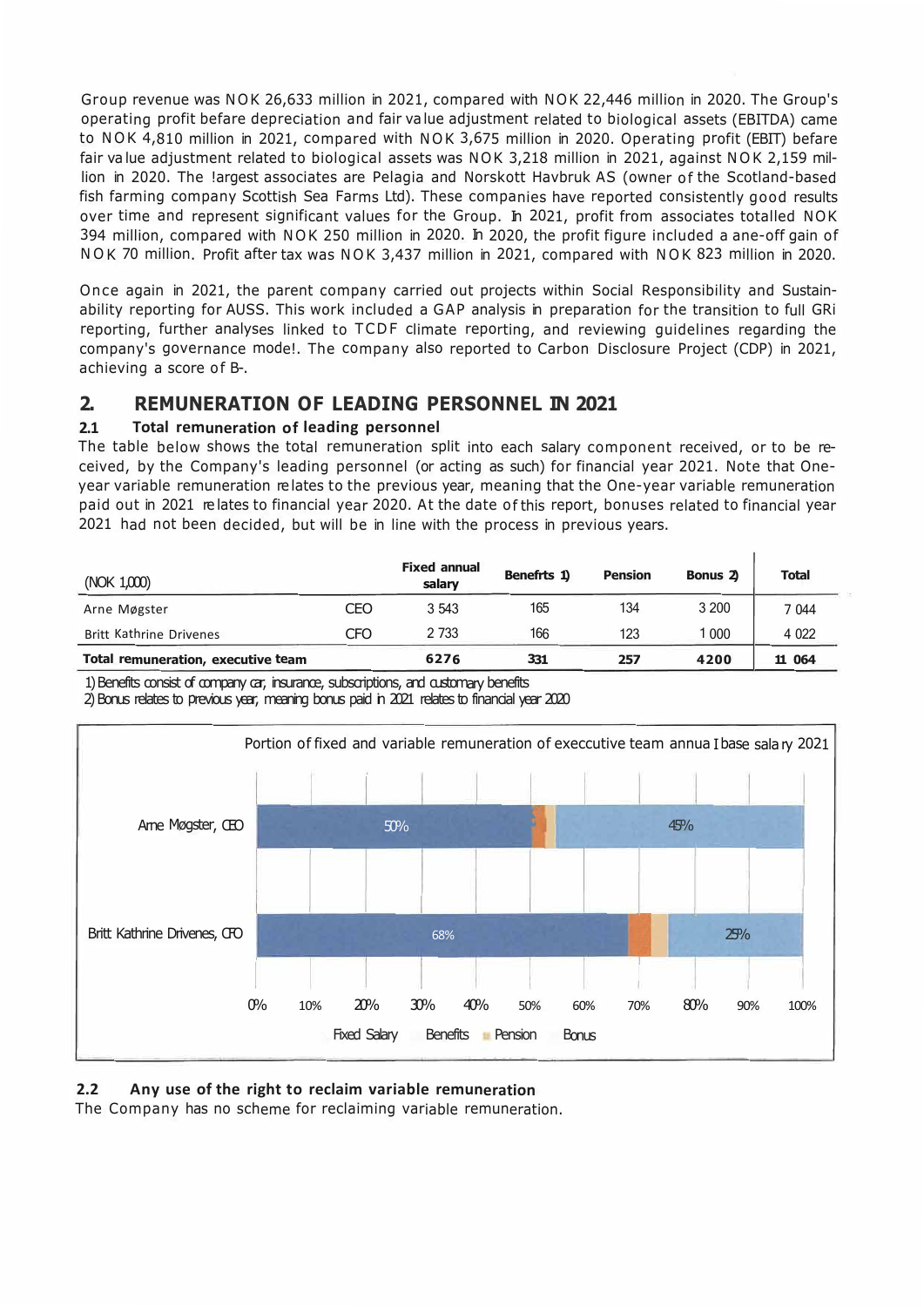Group revenue was NOK 26,633 million in 2021, compared with NOK 22,446 million in 2020. The Group's operating profit befare depreciation and fair value adjustment related to biological assets (EBITDA) came to NOK 4,810 million in 2021, compared with NOK 3,675 million in 2020. Operating profit (EBIT) befare fair value adjustment related to biological assets was NOK 3,218 million in 2021, against NOK 2,159 million in 2020. The !argest associates are Pelagia and Norskott Havbruk AS (owner of the Scotland-based fish farming company Scottish Sea Farms Ltd). These companies have reported consistently good results over time and represent significant values for the Group. In 2021, profit from associates totalled NOK 394 million, compared with NOK 250 million in 2020. In 2020, the profit figure included a ane-off gain of NOK 70 million. Profit after tax was NOK 3,437 million in 2021, compared with NOK 823 million in 2020.

Once again in 2021, the parent company carried out projects within Social Responsibility and Sustainability reporting for AUSS. This work included a GAP analysis in preparation for the transition to full GRi reporting, further analyses linked to TCDF climate reporting, and reviewing guidelines regarding the company's governance mode!. The company also reported to Carbon Disclosure Project (CDP) in 2021, achieving a score of B-.

## 2. REMUNERATION OF LEADING PERSONNEL IN 2021

### 2.1 Total remuneration of leading personnel

The table below shows the total remuneration split into each salary component received, or to be received, by the Company's leading personnel (or acting as such) for financial year 2021. Note that One-year variable remuneration relates to the previous year, meaning that the One-year variable remuneration paid out in 2021 relates to financial year 2020. At the date of this report, bonuses related to financial year 2021 had not been decided, but will be in line with the process in previous years.

| (NOK 1,000) | | Fixed annual salary | Benefrts 1) | Pension | Bonus 2) | Total |
|---|---|---|---|---|---|---|
| Arne Møgster | CEO | 3 543 | 165 | 134 | 3 200 | 7 044 |
| Britt Kathrine Drivenes | CFO | 2 733 | 166 | 123 | 1 000 | 4 022 |
| **Total remuneration, executive team** | | **6276** | **331** | **257** | **4200** | **11 064** |

1) Benefits consist of company car, insurance, subscriptions, and customary benefits

2) Bonus relates to previous year, meaning bonus paid in 2021 relates to financial year 2020

Portion of fixed and variable remuneration of execcutive team annual base salary 2021

| | Fixed Salary | Benefits | Pension | Bonus |
|---|---|---|---|---|
| Arne Møgster, CEO | 50% | | | 45% |
| Britt Kathrine Drivenes, CFO | 68% | | | 25% |

### 2.2 Any use of the right to reclaim variable remuneration

The Company has no scheme for reclaiming variable remuneration.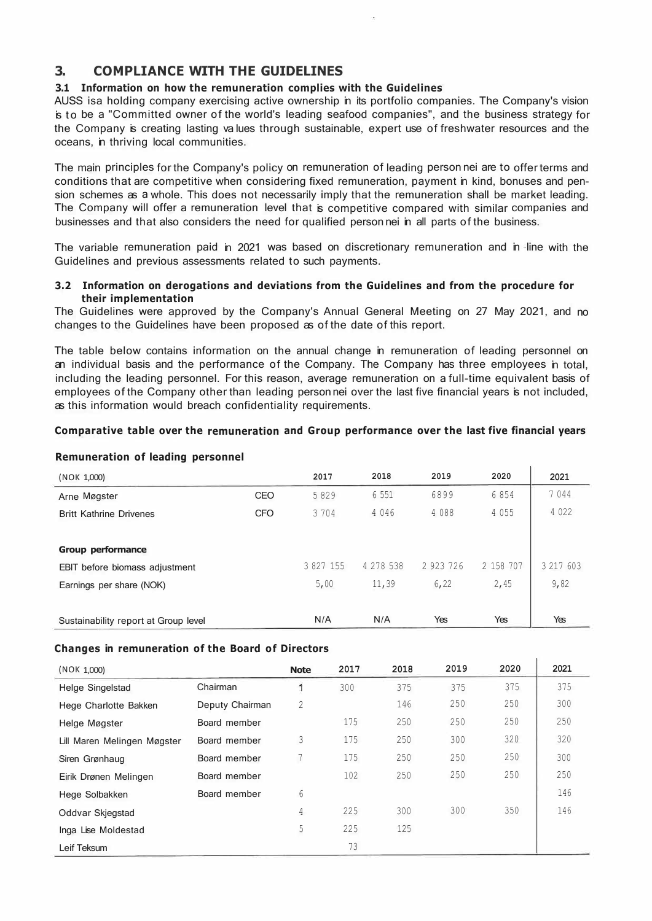# 3. COMPLIANCE WITH THE GUIDELINES

### 3.1 Information on how the remuneration complies with the Guidelines

AUSS is a holding company exercising active ownership in its portfolio companies. The Company's vision is to be a "Committed owner of the world's leading seafood companies", and the business strategy for the Company is creating lasting values through sustainable, expert use of freshwater resources and the oceans, in thriving local communities.

The main principles for the Company's policy on remuneration of leading personnel are to offer terms and conditions that are competitive when considering fixed remuneration, payment in kind, bonuses and pension schemes as a whole. This does not necessarily imply that the remuneration shall be market leading. The Company will offer a remuneration level that is competitive compared with similar companies and businesses and that also considers the need for qualified personnel in all parts of the business.

The variable remuneration paid in 2021 was based on discretionary remuneration and in line with the Guidelines and previous assessments related to such payments.

### 3.2 Information on derogations and deviations from the Guidelines and from the procedure for their implementation

The Guidelines were approved by the Company's Annual General Meeting on 27 May 2021, and no changes to the Guidelines have been proposed as of the date of this report.

The table below contains information on the annual change in remuneration of leading personnel on an individual basis and the performance of the Company. The Company has three employees in total, including the leading personnel. For this reason, average remuneration on a full-time equivalent basis of employees of the Company other than leading personnel over the last five financial years is not included, as this information would breach confidentiality requirements.

**Comparative table over the remuneration and Group performance over the last five financial years**

**Remuneration of leading personnel**

| (NOK 1,000) | | 2017 | 2018 | 2019 | 2020 | 2021 |
|---|---|---|---|---|---|---|
| Arne Møgster | CEO | 5 829 | 6 551 | 6899 | 6 854 | 7 044 |
| Britt Kathrine Drivenes | CFO | 3 704 | 4 046 | 4 088 | 4 055 | 4 022 |
| | | | | | | |
| **Group performance** | | | | | | |
| EBIT before biomass adjustment | | 3 827 155 | 4 278 538 | 2 923 726 | 2 158 707 | 3 217 603 |
| Earnings per share (NOK) | | 5,00 | 11,39 | 6,22 | 2,45 | 9,82 |
| | | | | | | |
| Sustainability report at Group level | | N/A | N/A | Yes | Yes | Yes |

**Changes in remuneration of the Board of Directors**

| (NOK 1,000) | | Note | 2017 | 2018 | 2019 | 2020 | 2021 |
|---|---|---|---|---|---|---|---|
| Helge Singelstad | Chairman | 1 | 300 | 375 | 375 | 375 | 375 |
| Hege Charlotte Bakken | Deputy Chairman | 2 | | 146 | 250 | 250 | 300 |
| Helge Møgster | Board member | | 175 | 250 | 250 | 250 | 250 |
| Lill Maren Melingen Møgster | Board member | 3 | 175 | 250 | 300 | 320 | 320 |
| Siren Grønhaug | Board member | 7 | 175 | 250 | 250 | 250 | 300 |
| Eirik Drønen Melingen | Board member | | 102 | 250 | 250 | 250 | 250 |
| Hege Solbakken | Board member | 6 | | | | | 146 |
| Oddvar Skjegstad | | 4 | 225 | 300 | 300 | 350 | 146 |
| Inga Lise Moldestad | | 5 | 225 | 125 | | | |
| Leif Teksum | | | 73 | | | | |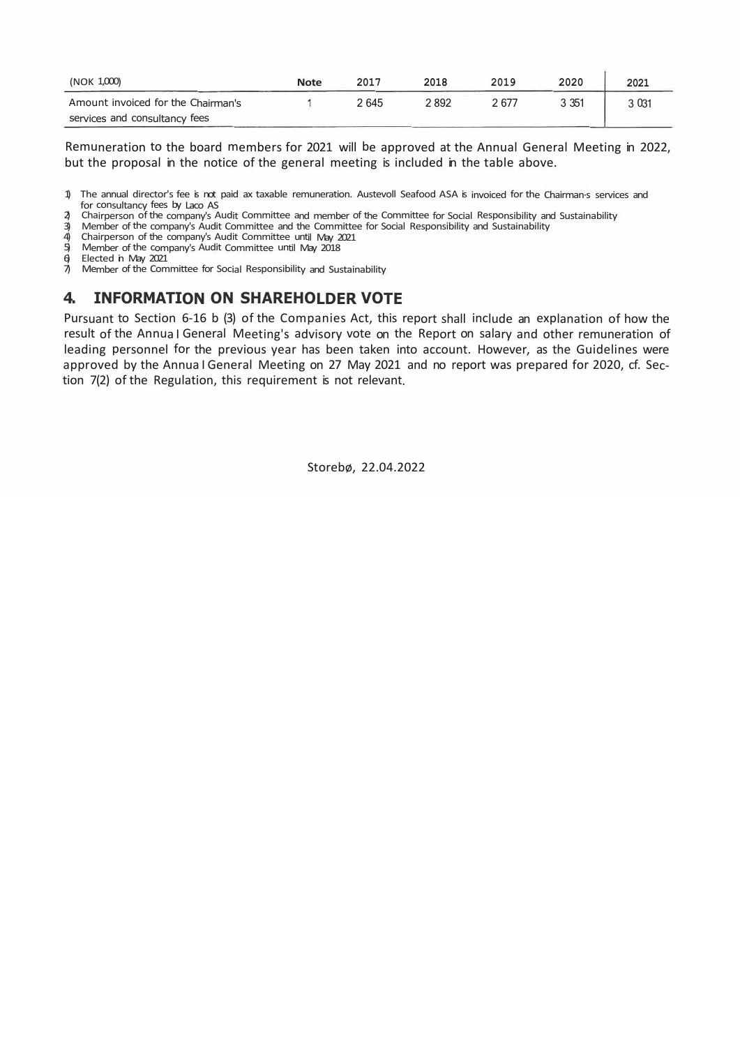| (NOK 1,000) | Note | 2017 | 2018 | 2019 | 2020 | 2021 |
|---|---|---|---|---|---|---|
| Amount invoiced for the Chairman's services and consultancy fees | 1 | 2 645 | 2 892 | 2 677 | 3 351 | 3 031 |

Remuneration to the board members for 2021 will be approved at the Annual General Meeting in 2022, but the proposal in the notice of the general meeting is included in the table above.

1) The annual director's fee is not paid ax taxable remuneration. Austevoll Seafood ASA is invoiced for the Chairman's services and for consultancy fees by Laco AS
2) Chairperson of the company's Audit Committee and member of the Committee for Social Responsibility and Sustainability
3) Member of the company's Audit Committee and the Committee for Social Responsibility and Sustainability
4) Chairperson of the company's Audit Committee until May 2021
5) Member of the company's Audit Committee until May 2018
6) Elected in May 2021
7) Member of the Committee for Social Responsibility and Sustainability

## 4. INFORMATION ON SHAREHOLDER VOTE

Pursuant to Section 6-16 b (3) of the Companies Act, this report shall include an explanation of how the result of the Annual General Meeting's advisory vote on the Report on salary and other remuneration of leading personnel for the previous year has been taken into account. However, as the Guidelines were approved by the Annual General Meeting on 27 May 2021 and no report was prepared for 2020, cf. Section 7(2) of the Regulation, this requirement is not relevant.

Storebø, 22.04.2022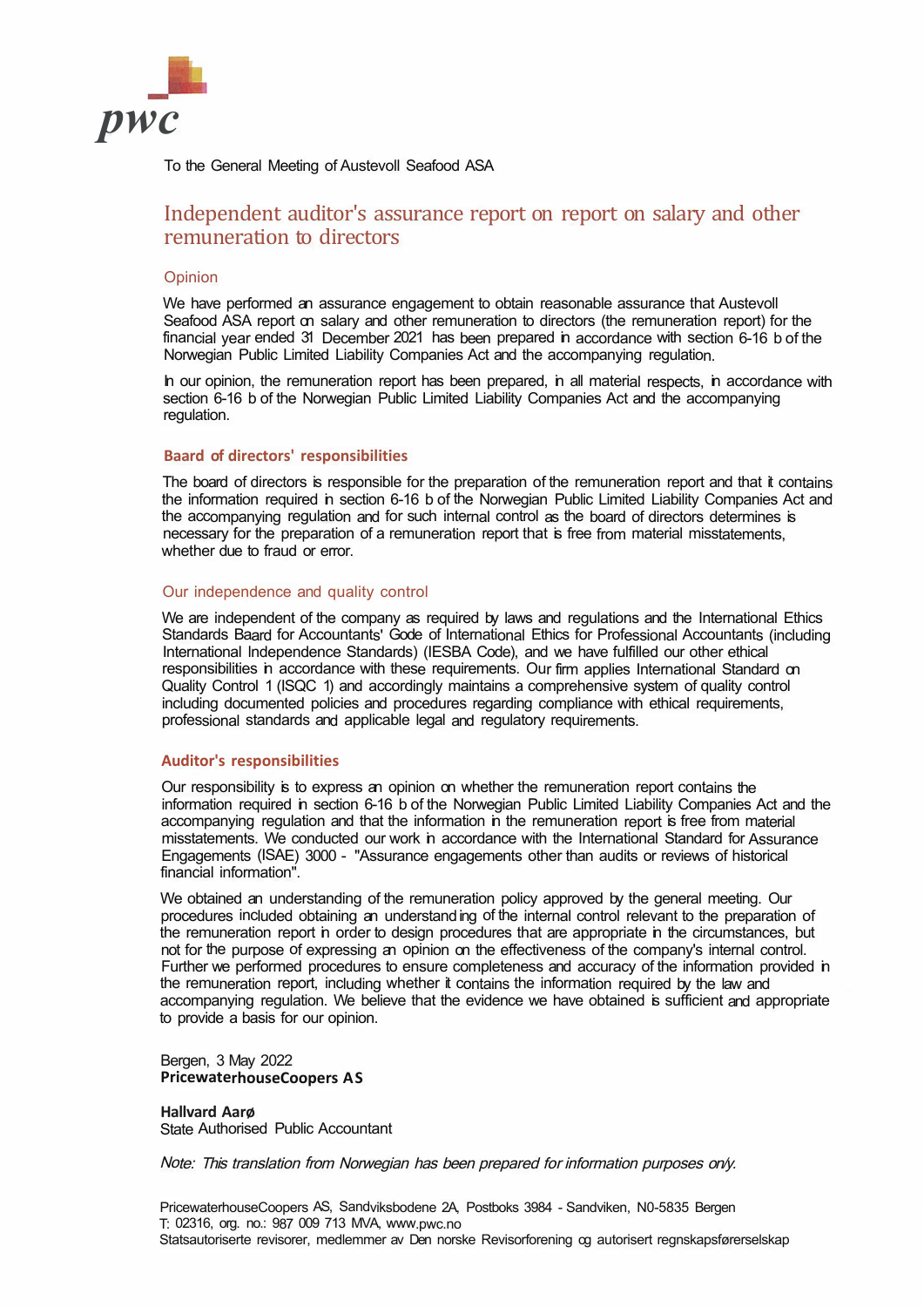To the General Meeting of Austevoll Seafood ASA

# Independent auditor's assurance report on report on salary and other remuneration to directors

## Opinion

We have performed an assurance engagement to obtain reasonable assurance that Austevoll Seafood ASA report on salary and other remuneration to directors (the remuneration report) for the financial year ended 31 December 2021 has been prepared in accordance with section 6-16 b of the Norwegian Public Limited Liability Companies Act and the accompanying regulation.

In our opinion, the remuneration report has been prepared, in all material respects, in accordance with section 6-16 b of the Norwegian Public Limited Liability Companies Act and the accompanying regulation.

## Baard of directors' responsibilities

The board of directors is responsible for the preparation of the remuneration report and that it contains the information required in section 6-16 b of the Norwegian Public Limited Liability Companies Act and the accompanying regulation and for such internal control as the board of directors determines is necessary for the preparation of a remuneration report that is free from material misstatements, whether due to fraud or error.

## Our independence and quality control

We are independent of the company as required by laws and regulations and the International Ethics Standards Baard for Accountants' Gode of International Ethics for Professional Accountants (including International Independence Standards) (IESBA Code), and we have fulfilled our other ethical responsibilities in accordance with these requirements. Our firm applies International Standard on Quality Control 1 (ISQC 1) and accordingly maintains a comprehensive system of quality control including documented policies and procedures regarding compliance with ethical requirements, professional standards and applicable legal and regulatory requirements.

## Auditor's responsibilities

Our responsibility is to express an opinion on whether the remuneration report contains the information required in section 6-16 b of the Norwegian Public Limited Liability Companies Act and the accompanying regulation and that the information in the remuneration report is free from material misstatements. We conducted our work in accordance with the International Standard for Assurance Engagements (ISAE) 3000 - "Assurance engagements other than audits or reviews of historical financial information".

We obtained an understanding of the remuneration policy approved by the general meeting. Our procedures included obtaining an understanding of the internal control relevant to the preparation of the remuneration report in order to design procedures that are appropriate in the circumstances, but not for the purpose of expressing an opinion on the effectiveness of the company's internal control. Further we performed procedures to ensure completeness and accuracy of the information provided in the remuneration report, including whether it contains the information required by the law and accompanying regulation. We believe that the evidence we have obtained is sufficient and appropriate to provide a basis for our opinion.

Bergen, 3 May 2022
**PricewaterhouseCoopers AS**

**Hallvard Aarø**
State Authorised Public Accountant

*Note: This translation from Norwegian has been prepared for information purposes only.*

PricewaterhouseCoopers AS, Sandviksbodene 2A, Postboks 3984 - Sandviken, N0-5835 Bergen
T: 02316, org. no.: 987 009 713 MVA, www.pwc.no
Statsautoriserte revisorer, medlemmer av Den norske Revisorforening og autorisert regnskapsførerselskap